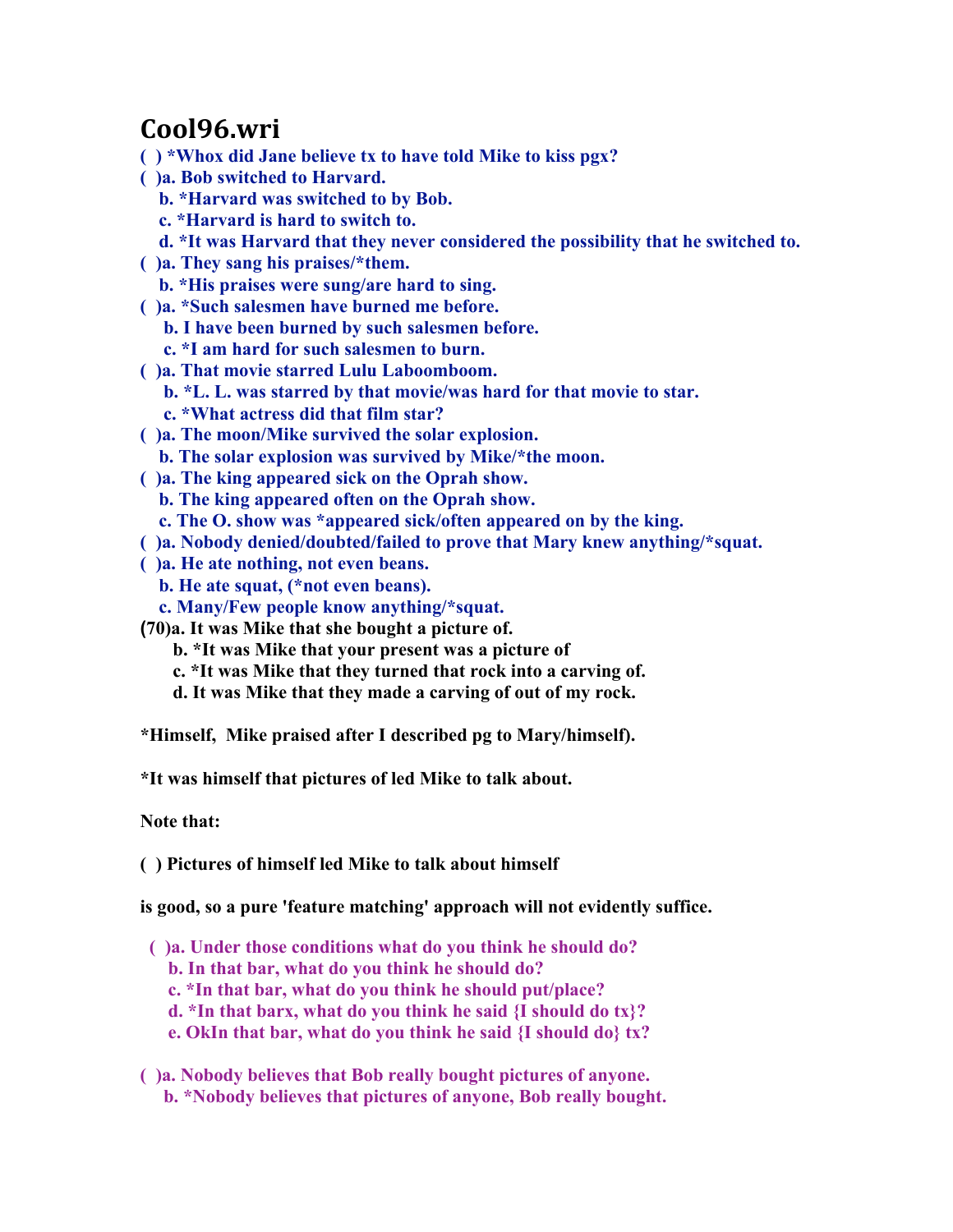# Cool96.wri

( ) *Whox did Jane believe tx to have told Mike to kiss pgx?

( )a. Bob switched to Harvard.
   b. *Harvard was switched to by Bob.
   c. *Harvard is hard to switch to.
   d. *It was Harvard that they never considered the possibility that he switched to.

( )a. They sang his praises/*them.
   b. *His praises were sung/are hard to sing.

( )a. *Such salesmen have burned me before.
   b. I have been burned by such salesmen before.
   c. *I am hard for such salesmen to burn.

( )a. That movie starred Lulu Laboomboom.
   b. *L. L. was starred by that movie/was hard for that movie to star.
   c. *What actress did that film star?

( )a. The moon/Mike survived the solar explosion.
   b. The solar explosion was survived by Mike/*the moon.

( )a. The king appeared sick on the Oprah show.
   b. The king appeared often on the Oprah show.
   c. The O. show was *appeared sick/often appeared on by the king.

( )a. Nobody denied/doubted/failed to prove that Mary knew anything/*squat.

( )a. He ate nothing, not even beans.
   b. He ate squat, (*not even beans).
   c. Many/Few people know anything/*squat.

(70)a. It was Mike that she bought a picture of.
   b. *It was Mike that your present was a picture of
   c. *It was Mike that they turned that rock into a carving of.
   d. It was Mike that they made a carving of out of my rock.

*Himself, Mike praised after I described pg to Mary/himself).

*It was himself that pictures of led Mike to talk about.

Note that:

( ) Pictures of himself led Mike to talk about himself

is good, so a pure 'feature matching' approach will not evidently suffice.

( )a. Under those conditions what do you think he should do?
   b. In that bar, what do you think he should do?
   c. *In that bar, what do you think he should put/place?
   d. *In that barx, what do you think he said {I should do tx}?
   e. OkIn that bar, what do you think he said {I should do} tx?

( )a. Nobody believes that Bob really bought pictures of anyone.
   b. *Nobody believes that pictures of anyone, Bob really bought.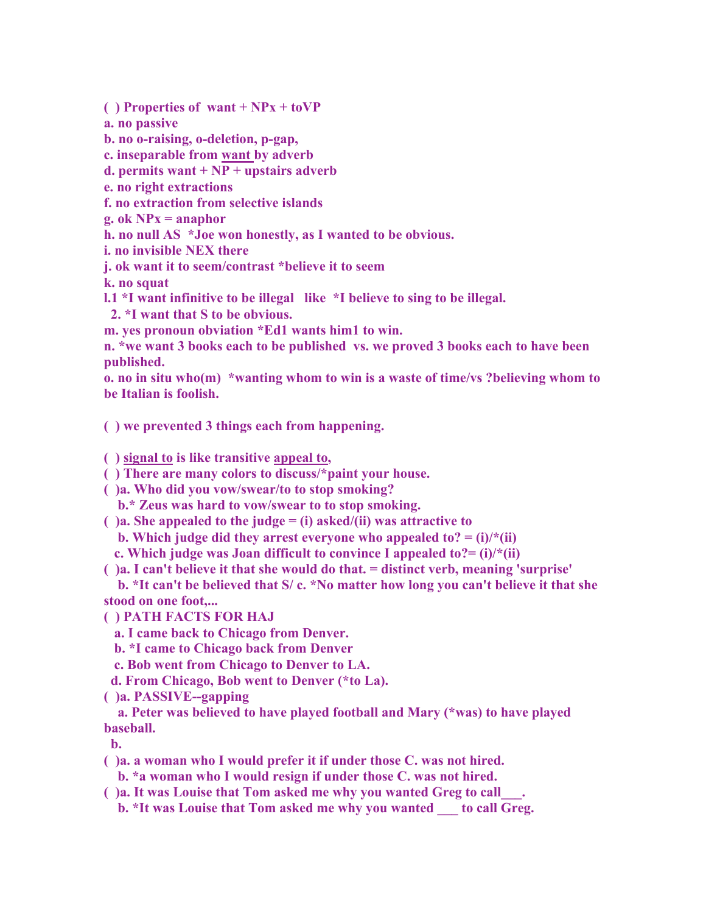**( ) Properties of want + NPx + toVP**

**a. no passive**

**b. no o-raising, o-deletion, p-gap,**

**c. inseparable from <u>want</u> by adverb**

**d. permits want + NP + upstairs adverb**

**e. no right extractions**

**f. no extraction from selective islands**

**g. ok NPx = anaphor**

**h. no null AS *Joe won honestly, as I wanted to be obvious.**

**i. no invisible NEX there**

**j. ok want it to seem/contrast *believe it to seem**

**k. no squat**

**l.1 *I want infinitive to be illegal like *I believe to sing to be illegal.**

**2. *I want that S to be obvious.**

**m. yes pronoun obviation *Ed1 wants him1 to win.**

**n. *we want 3 books each to be published vs. we proved 3 books each to have been published.**

**o. no in situ who(m) *wanting whom to win is a waste of time/vs ?believing whom to be Italian is foolish.**

**( ) we prevented 3 things each from happening.**

**( ) <u>signal to</u> is like transitive <u>appeal to</u>,**

**( ) There are many colors to discuss/*paint your house.**

**( )a. Who did you vow/swear/to to stop smoking?**

**b.* Zeus was hard to vow/swear to to stop smoking.**

**( )a. She appealed to the judge = (i) asked/(ii) was attractive to**

**b. Which judge did they arrest everyone who appealed to? = (i)/*(ii)**

**c. Which judge was Joan difficult to convince I appealed to?= (i)/*(ii)**

**( )a. I can't believe it that she would do that. = distinct verb, meaning 'surprise'**

**b. *It can't be believed that S/ c. *No matter how long you can't believe it that she stood on one foot,...**

**( ) PATH FACTS FOR HAJ**

**a. I came back to Chicago from Denver.**

**b. *I came to Chicago back from Denver**

**c. Bob went from Chicago to Denver to LA.**

**d. From Chicago, Bob went to Denver (*to La).**

**( )a. PASSIVE--gapping**

**a. Peter was believed to have played football and Mary (*was) to have played baseball.**

**b.**

**( )a. a woman who I would prefer it if under those C. was not hired.**

**b. *a woman who I would resign if under those C. was not hired.**

**( )a. It was Louise that Tom asked me why you wanted Greg to call\_\_\_.**

**b. *It was Louise that Tom asked me why you wanted \_\_\_ to call Greg.**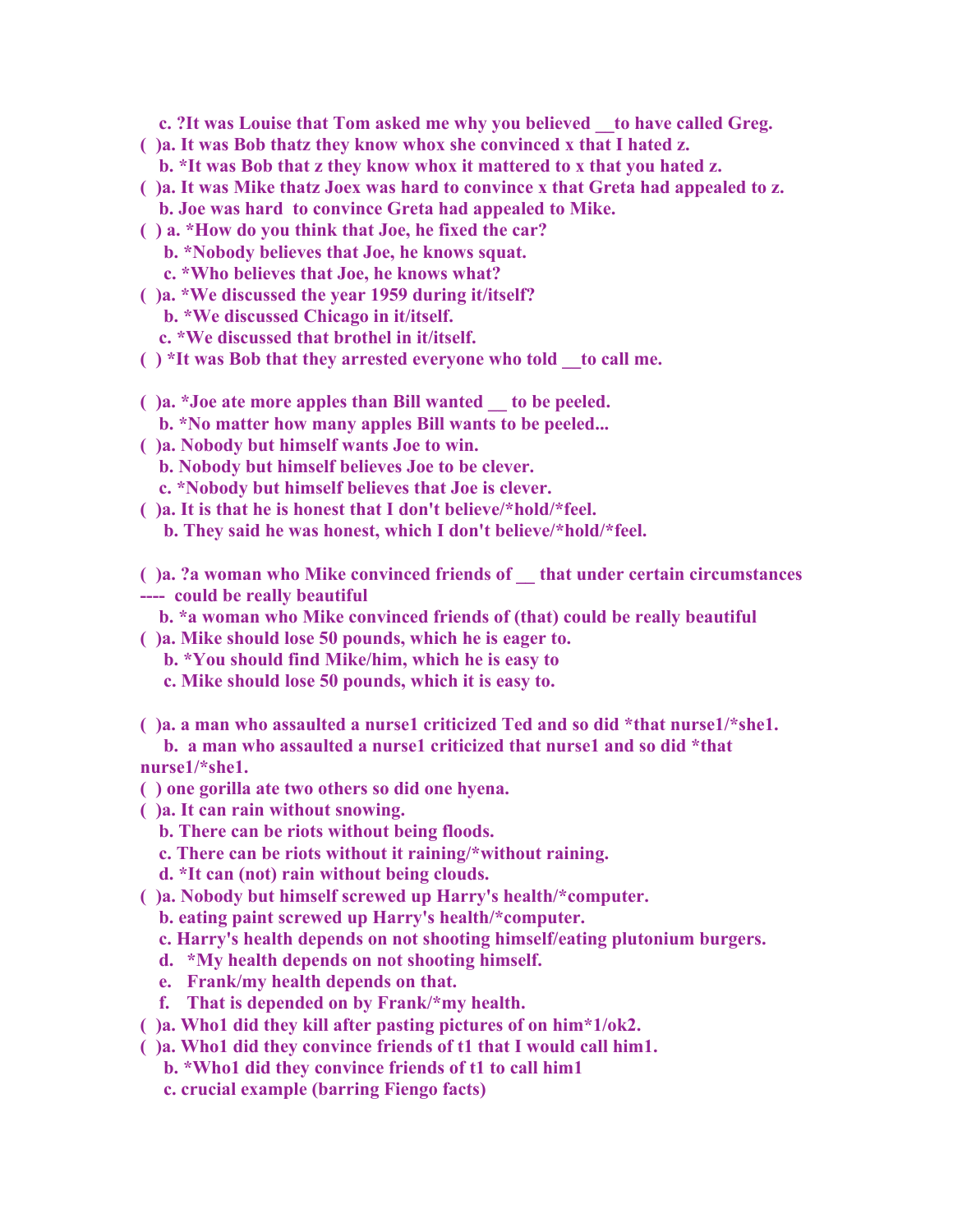**c. ?It was Louise that Tom asked me why you believed __to have called Greg.**

**( )a. It was Bob thatz they know whox she convinced x that I hated z.**

**b. *It was Bob that z they know whox it mattered to x that you hated z.**

**( )a. It was Mike thatz Joex was hard to convince x that Greta had appealed to z.**

**b. Joe was hard to convince Greta had appealed to Mike.**

**( ) a. *How do you think that Joe, he fixed the car?**

**b. *Nobody believes that Joe, he knows squat.**

**c. *Who believes that Joe, he knows what?**

**( )a. *We discussed the year 1959 during it/itself?**

**b. *We discussed Chicago in it/itself.**

**c. *We discussed that brothel in it/itself.**

**( ) *It was Bob that they arrested everyone who told __to call me.**

**( )a. *Joe ate more apples than Bill wanted __ to be peeled.**

**b. *No matter how many apples Bill wants to be peeled...**

**( )a. Nobody but himself wants Joe to win.**

**b. Nobody but himself believes Joe to be clever.**

**c. *Nobody but himself believes that Joe is clever.**

**( )a. It is that he is honest that I don't believe/*hold/*feel.**

**b. They said he was honest, which I don't believe/*hold/*feel.**

**( )a. ?a woman who Mike convinced friends of __ that under certain circumstances ---- could be really beautiful**

**b. *a woman who Mike convinced friends of (that) could be really beautiful**

**( )a. Mike should lose 50 pounds, which he is eager to.**

**b. *You should find Mike/him, which he is easy to**

**c. Mike should lose 50 pounds, which it is easy to.**

**( )a. a man who assaulted a nurse1 criticized Ted and so did *that nurse1/*she1.**

**b. a man who assaulted a nurse1 criticized that nurse1 and so did *that nurse1/*she1.**

**( ) one gorilla ate two others so did one hyena.**

**( )a. It can rain without snowing.**

**b. There can be riots without being floods.**

**c. There can be riots without it raining/*without raining.**

**d. *It can (not) rain without being clouds.**

**( )a. Nobody but himself screwed up Harry's health/*computer.**

**b. eating paint screwed up Harry's health/*computer.**

**c. Harry's health depends on not shooting himself/eating plutonium burgers.**

**d. *My health depends on not shooting himself.**

**e. Frank/my health depends on that.**

**f. That is depended on by Frank/*my health.**

**( )a. Who1 did they kill after pasting pictures of on him*1/ok2.**

**( )a. Who1 did they convince friends of t1 that I would call him1.**

**b. *Who1 did they convince friends of t1 to call him1**

**c. crucial example (barring Fiengo facts)**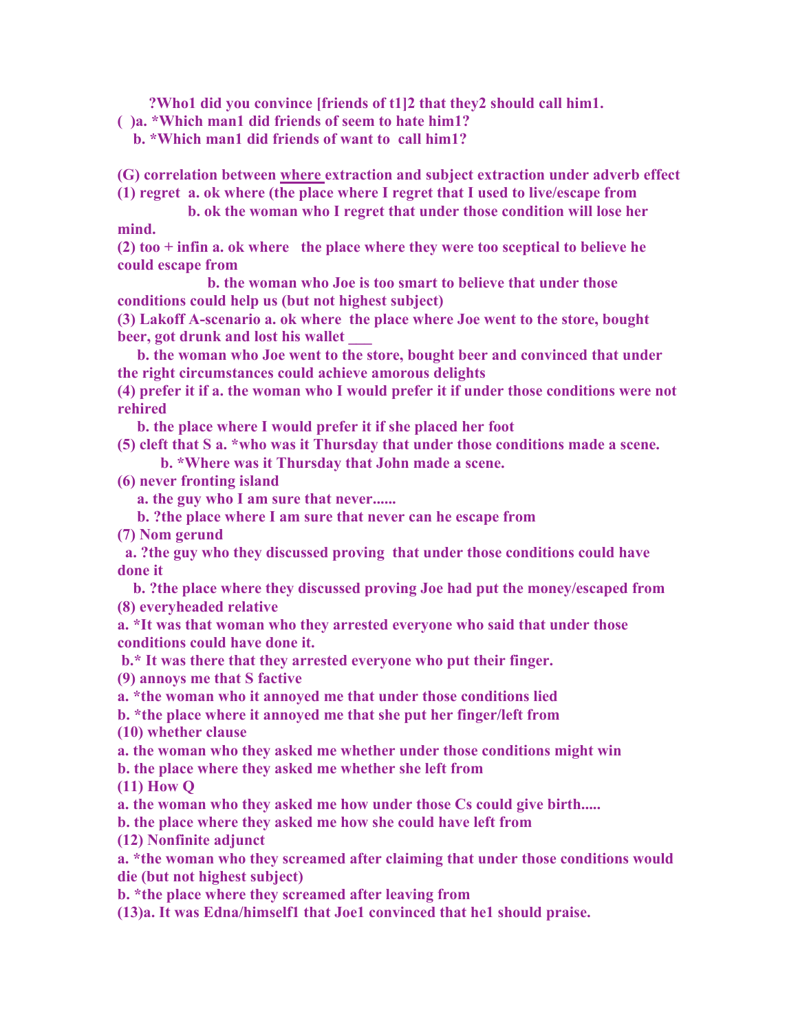?Who1 did you convince [friends of t1]2 that they2 should call him1.

( )a. *Which man1 did friends of seem to hate him1?

b. *Which man1 did friends of want to call him1?

**(G) correlation between <u>where</u> extraction and subject extraction under adverb effect**

(1) regret a. ok where (the place where I regret that I used to live/escape from

b. ok the woman who I regret that under those condition will lose her mind.

(2) too + infin a. ok where the place where they were too sceptical to believe he could escape from

b. the woman who Joe is too smart to believe that under those conditions could help us (but not highest subject)

(3) Lakoff A-scenario a. ok where the place where Joe went to the store, bought beer, got drunk and lost his wallet ___

b. the woman who Joe went to the store, bought beer and convinced that under the right circumstances could achieve amorous delights

(4) prefer it if a. the woman who I would prefer it if under those conditions were not rehired

b. the place where I would prefer it if she placed her foot

(5) cleft that S a. *who was it Thursday that under those conditions made a scene.

b. *Where was it Thursday that John made a scene.

(6) never fronting island

a. the guy who I am sure that never......

b. ?the place where I am sure that never can he escape from

(7) Nom gerund

a. ?the guy who they discussed proving that under those conditions could have done it

b. ?the place where they discussed proving Joe had put the money/escaped from

(8) everyheaded relative

a. *It was that woman who they arrested everyone who said that under those conditions could have done it.

b.* It was there that they arrested everyone who put their finger.

(9) annoys me that S factive

a. *the woman who it annoyed me that under those conditions lied

b. *the place where it annoyed me that she put her finger/left from

(10) whether clause

a. the woman who they asked me whether under those conditions might win

b. the place where they asked me whether she left from

(11) How Q

a. the woman who they asked me how under those Cs could give birth.....

b. the place where they asked me how she could have left from

(12) Nonfinite adjunct

a. *the woman who they screamed after claiming that under those conditions would die (but not highest subject)

b. *the place where they screamed after leaving from

(13)a. It was Edna/himself1 that Joe1 convinced that he1 should praise.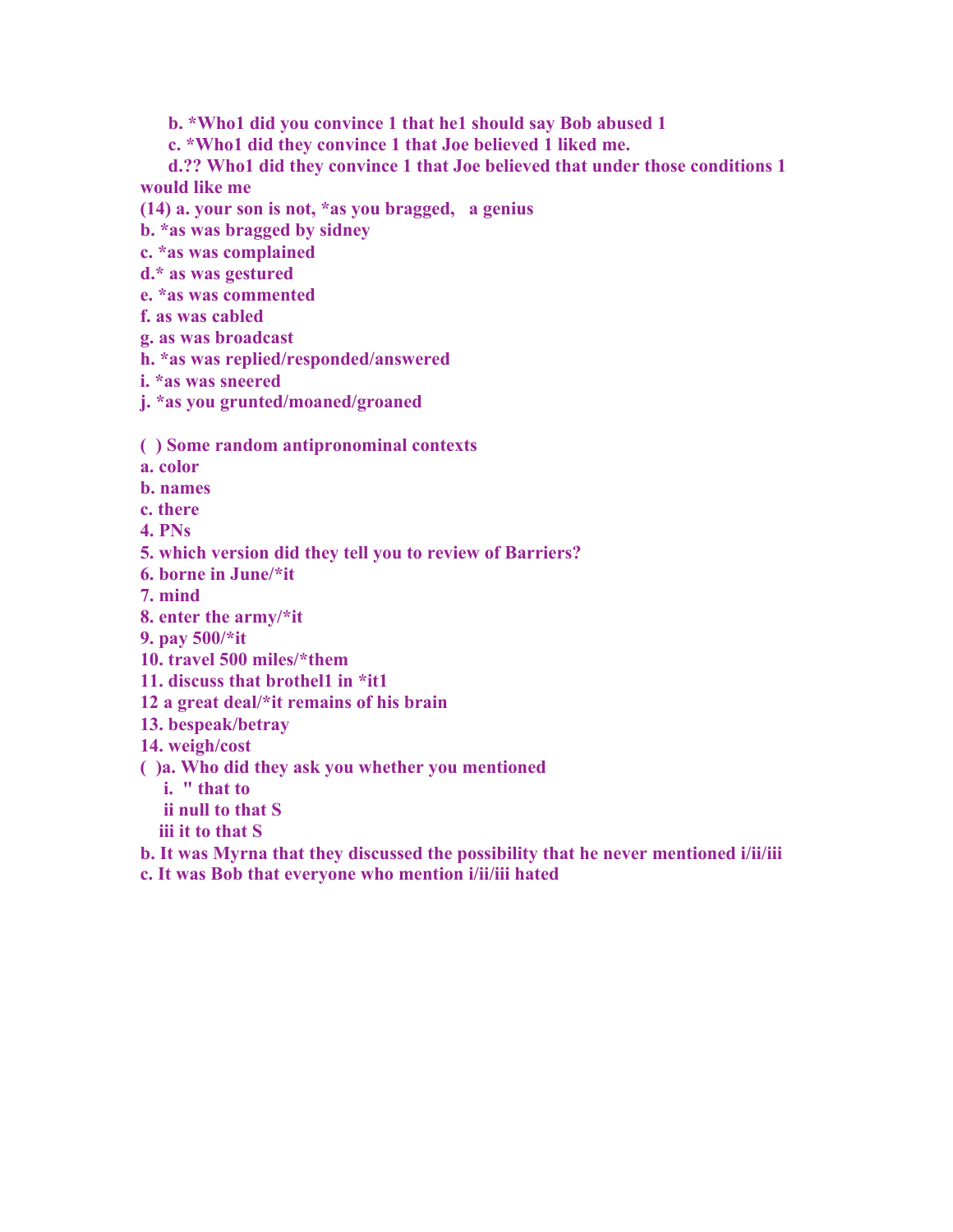b. *Who1 did you convince 1 that he1 should say Bob abused 1

c. *Who1 did they convince 1 that Joe believed 1 liked me.

d.?? Who1 did they convince 1 that Joe believed that under those conditions 1 would like me

(14) a. your son is not, *as you bragged, a genius

b. *as was bragged by sidney

c. *as was complained

d.* as was gestured

e. *as was commented

f. as was cabled

g. as was broadcast

h. *as was replied/responded/answered

i. *as was sneered

j. *as you grunted/moaned/groaned

( ) Some random antipronominal contexts

a. color

b. names

c. there

4. PNs

5. which version did they tell you to review of Barriers?

6. borne in June/*it

7. mind

8. enter the army/*it

9. pay 500/*it

10. travel 500 miles/*them

11. discuss that brothel1 in *it1

12 a great deal/*it remains of his brain

13. bespeak/betray

14. weigh/cost

( )a. Who did they ask you whether you mentioned

i. " that to

ii null to that S

iii it to that S

b. It was Myrna that they discussed the possibility that he never mentioned i/ii/iii

c. It was Bob that everyone who mention i/ii/iii hated